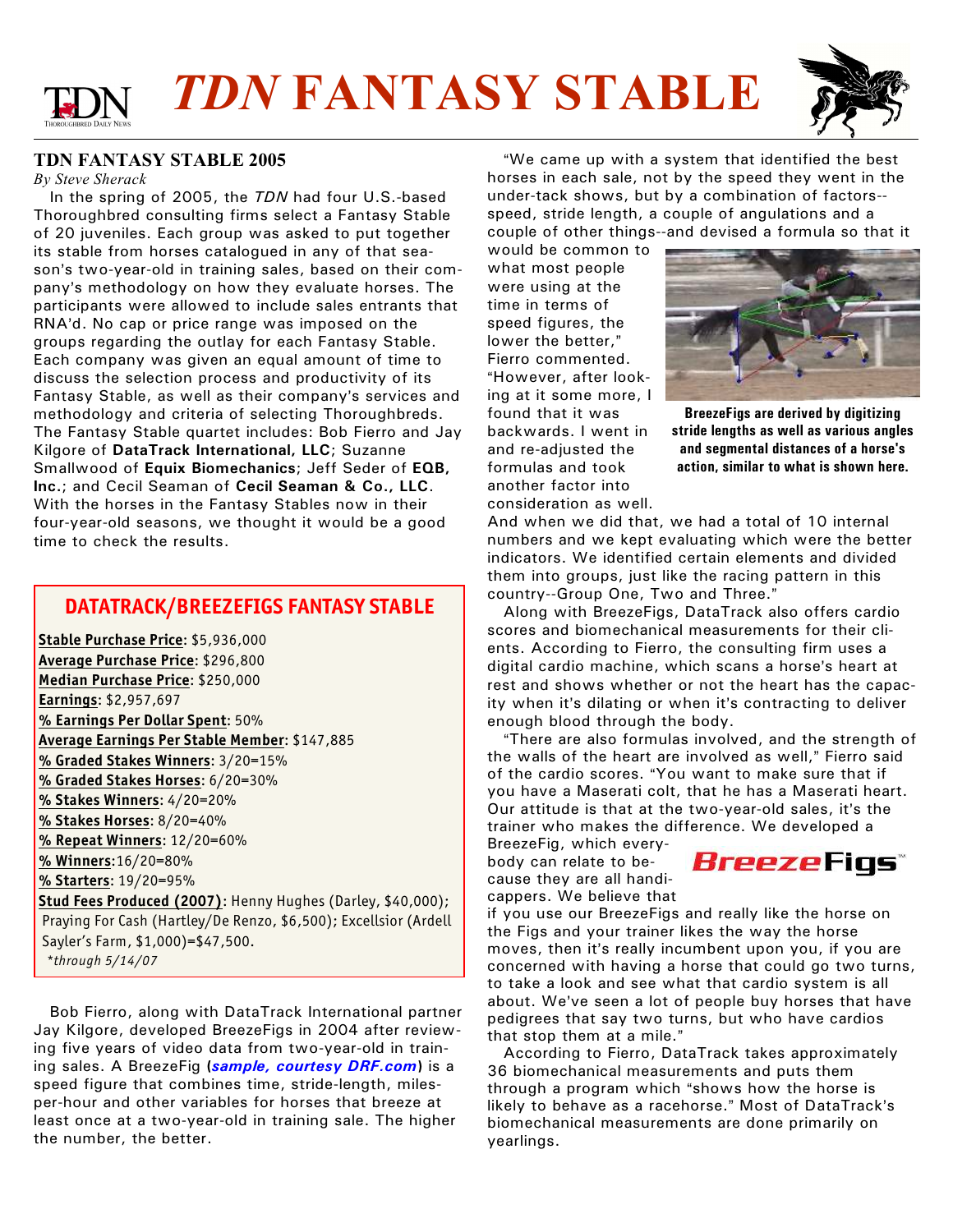# *TDN* FANTASY STABLE

## TDN FANTASY STABLE 2005

*By Steve Sherack*

In the spring of 2005, the *TDN* had four U.S.-based Thoroughbred consulting firms select a Fantasy Stable of 20 juveniles. Each group was asked to put together its stable from horses catalogued in any of that season's two-year-old in training sales, based on their company's methodology on how they evaluate horses. The participants were allowed to include sales entrants that RNA'd. No cap or price range was imposed on the groups regarding the outlay for each Fantasy Stable. Each company was given an equal amount of time to discuss the selection process and productivity of its Fantasy Stable, as well as their company's services and methodology and criteria of selecting Thoroughbreds. The Fantasy Stable quartet includes: Bob Fierro and Jay Kilgore of **DataTrack International, LLC**; Suzanne Smallwood of **Equix Biomechanics**; Jeff Seder of **EQB, Inc.**; and Cecil Seaman of **Cecil Seaman & Co., LLC**. With the horses in the Fantasy Stables now in their four-year-old seasons, we thought it would be a good time to check the results.

### DATATRACK/BREEZEFIGS FANTASY STABLE

**Stable Purchase Price**: $5,936,000
**Average Purchase Price**: $296,800
**Median Purchase Price**: $250,000
**Earnings**: $2,957,697
**% Earnings Per Dollar Spent**: 50%
**Average Earnings Per Stable Member**: $147,885
**% Graded Stakes Winners**: 3/20=15%
**% Graded Stakes Horses**: 6/20=30%
**% Stakes Winners**: 4/20=20%
**% Stakes Horses**: 8/20=40%
**% Repeat Winners**: 12/20=60%
**% Winners**:16/20=80%
**% Starters**: 19/20=95%
**Stud Fees Produced (2007)**: Henny Hughes (Darley, $40,000); Praying For Cash (Hartley/De Renzo, $6,500); Excellsior (Ardell Sayler's Farm, $1,000)=$47,500.
*\*through 5/14/07*

Bob Fierro, along with DataTrack International partner Jay Kilgore, developed BreezeFigs in 2004 after reviewing five years of video data from two-year-old in training sales. A BreezeFig (***sample, courtesy DRF.com***) is a speed figure that combines time, stride-length, miles-per-hour and other variables for horses that breeze at least once at a two-year-old in training sale. The higher the number, the better.

"We came up with a system that identified the best horses in each sale, not by the speed they went in the under-tack shows, but by a combination of factors--speed, stride length, a couple of angulations and a couple of other things--and devised a formula so that it would be common to what most people were using at the time in terms of speed figures, the lower the better," Fierro commented. "However, after looking at it some more, I found that it was backwards. I went in and re-adjusted the formulas and took another factor into consideration as well. And when we did that, we had a total of 10 internal numbers and we kept evaluating which were the better indicators. We identified certain elements and divided them into groups, just like the racing pattern in this country--Group One, Two and Three."

**BreezeFigs are derived by digitizing stride lengths as well as various angles and segmental distances of a horse's action, similar to what is shown here.**

Along with BreezeFigs, DataTrack also offers cardio scores and biomechanical measurements for their clients. According to Fierro, the consulting firm uses a digital cardio machine, which scans a horse's heart at rest and shows whether or not the heart has the capacity when it's dilating or when it's contracting to deliver enough blood through the body.

"There are also formulas involved, and the strength of the walls of the heart are involved as well," Fierro said of the cardio scores. "You want to make sure that if you have a Maserati colt, that he has a Maserati heart. Our attitude is that at the two-year-old sales, it's the trainer who makes the difference. We developed a BreezeFig, which everybody can relate to because they are all handicappers. We believe that if you use our BreezeFigs and really like the horse on the Figs and your trainer likes the way the horse moves, then it's really incumbent upon you, if you are concerned with having a horse that could go two turns, to take a look and see what that cardio system is all about. We've seen a lot of people buy horses that have pedigrees that say two turns, but who have cardios that stop them at a mile."

According to Fierro, DataTrack takes approximately 36 biomechanical measurements and puts them through a program which "shows how the horse is likely to behave as a racehorse." Most of DataTrack's biomechanical measurements are done primarily on yearlings.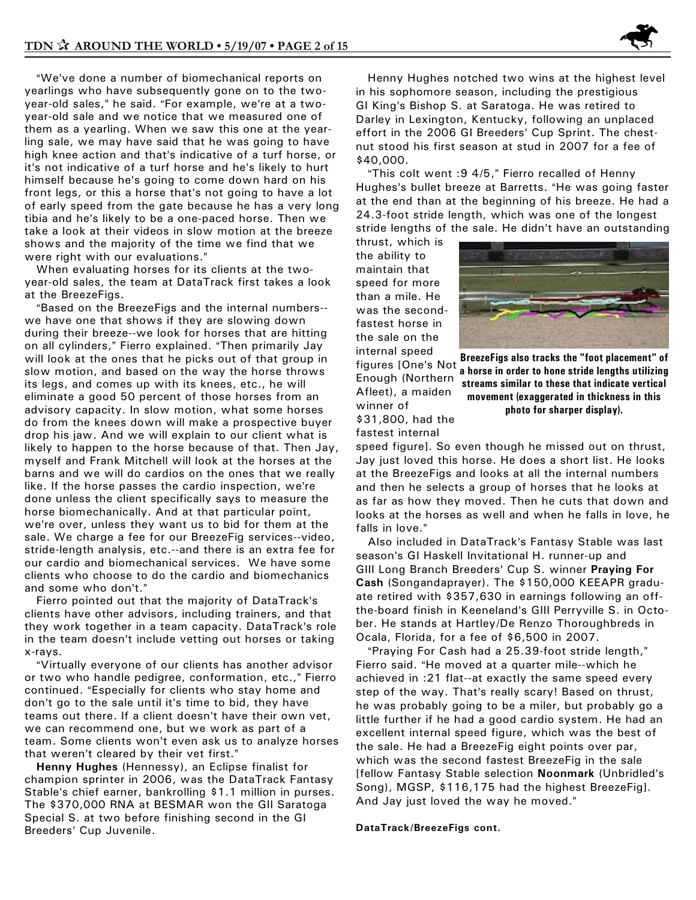"We've done a number of biomechanical reports on yearlings who have subsequently gone on to the two-year-old sales," he said. "For example, we're at a two-year-old sale and we notice that we measured one of them as a yearling. When we saw this one at the yearling sale, we may have said that he was going to have high knee action and that's indicative of a turf horse, or it's not indicative of a turf horse and he's likely to hurt himself because he's going to come down hard on his front legs, or this a horse that's not going to have a lot of early speed from the gate because he has a very long tibia and he's likely to be a one-paced horse. Then we take a look at their videos in slow motion at the breeze shows and the majority of the time we find that we were right with our evaluations."

When evaluating horses for its clients at the two-year-old sales, the team at DataTrack first takes a look at the BreezeFigs.

"Based on the BreezeFigs and the internal numbers--we have one that shows if they are slowing down during their breeze--we look for horses that are hitting on all cylinders," Fierro explained. "Then primarily Jay will look at the ones that he picks out of that group in slow motion, and based on the way the horse throws its legs, and comes up with its knees, etc., he will eliminate a good 50 percent of those horses from an advisory capacity. In slow motion, what some horses do from the knees down will make a prospective buyer drop his jaw. And we will explain to our client what is likely to happen to the horse because of that. Then Jay, myself and Frank Mitchell will look at the horses at the barns and we will do cardios on the ones that we really like. If the horse passes the cardio inspection, we're done unless the client specifically says to measure the horse biomechanically. And at that particular point, we're over, unless they want us to bid for them at the sale. We charge a fee for our BreezeFig services--video, stride-length analysis, etc.--and there is an extra fee for our cardio and biomechanical services. We have some clients who choose to do the cardio and biomechanics and some who don't."

Fierro pointed out that the majority of DataTrack's clients have other advisors, including trainers, and that they work together in a team capacity. DataTrack's role in the team doesn't include vetting out horses or taking x-rays.

"Virtually everyone of our clients has another advisor or two who handle pedigree, conformation, etc.," Fierro continued. "Especially for clients who stay home and don't go to the sale until it's time to bid, they have teams out there. If a client doesn't have their own vet, we can recommend one, but we work as part of a team. Some clients won't even ask us to analyze horses that weren't cleared by their vet first."

**Henny Hughes** (Hennessy), an Eclipse finalist for champion sprinter in 2006, was the DataTrack Fantasy Stable's chief earner, bankrolling $1.1 million in purses. The $370,000 RNA at BESMAR won the GII Saratoga Special S. at two before finishing second in the GI Breeders' Cup Juvenile.

Henny Hughes notched two wins at the highest level in his sophomore season, including the prestigious GI King's Bishop S. at Saratoga. He was retired to Darley in Lexington, Kentucky, following an unplaced effort in the 2006 GI Breeders' Cup Sprint. The chestnut stood his first season at stud in 2007 for a fee of $40,000.

"This colt went :9 4/5," Fierro recalled of Henny Hughes's bullet breeze at Barretts. "He was going faster at the end than at the beginning of his breeze. He had a 24.3-foot stride length, which was one of the longest stride lengths of the sale. He didn't have an outstanding thrust, which is the ability to maintain that speed for more than a mile. He was the second-fastest horse in the sale on the internal speed figures [One's Not Enough (Northern Afleet), a maiden winner of $31,800, had the fastest internal speed figure]. So even though he missed out on thrust, Jay just loved this horse. He does a short list. He looks at the BreezeFigs and looks at all the internal numbers and then he selects a group of horses that he looks at as far as how they moved. Then he cuts that down and looks at the horses as well and when he falls in love, he falls in love."

**BreezeFigs also tracks the "foot placement" of a horse in order to hone stride lengths utilizing streams similar to these that indicate vertical movement (exaggerated in thickness in this photo for sharper display).**

Also included in DataTrack's Fantasy Stable was last season's GI Haskell Invitational H. runner-up and GIII Long Branch Breeders' Cup S. winner **Praying For Cash** (Songandaprayer). The $150,000 KEEAPR graduate retired with $357,630 in earnings following an off-the-board finish in Keeneland's GIII Perryville S. in October. He stands at Hartley/De Renzo Thoroughbreds in Ocala, Florida, for a fee of $6,500 in 2007.

"Praying For Cash had a 25.39-foot stride length," Fierro said. "He moved at a quarter mile--which he achieved in :21 flat--at exactly the same speed every step of the way. That's really scary! Based on thrust, he was probably going to be a miler, but probably go a little further if he had a good cardio system. He had an excellent internal speed figure, which was the best of the sale. He had a BreezeFig eight points over par, which was the second fastest BreezeFig in the sale [fellow Fantasy Stable selection **Noonmark** (Unbridled's Song), MGSP, $116,175 had the highest BreezeFig]. And Jay just loved the way he moved."

**DataTrack/BreezeFigs cont.**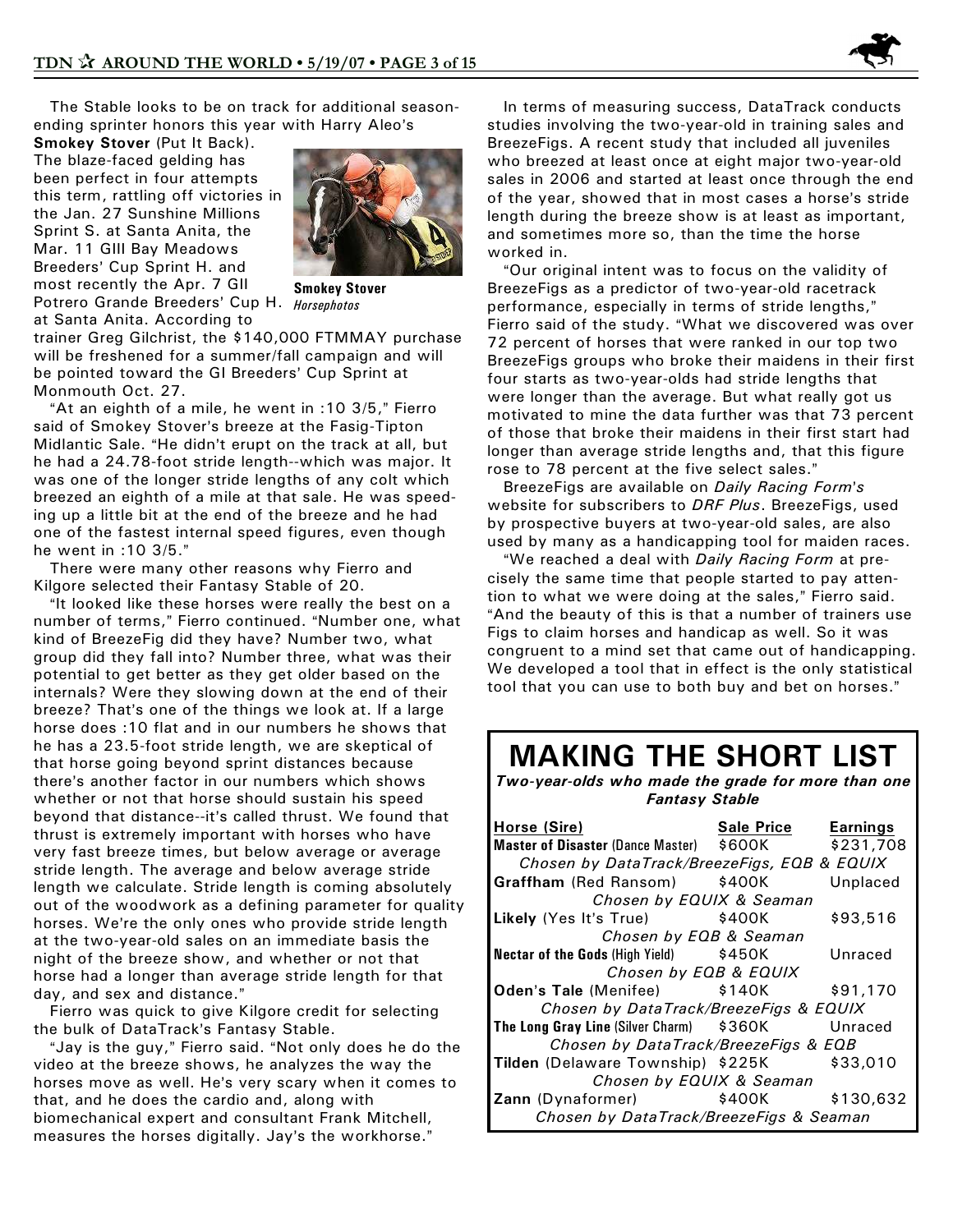The Stable looks to be on track for additional season-ending sprinter honors this year with Harry Aleo's **Smokey Stover** (Put It Back). The blaze-faced gelding has been perfect in four attempts this term, rattling off victories in the Jan. 27 Sunshine Millions Sprint S. at Santa Anita, the Mar. 11 GIII Bay Meadows Breeders' Cup Sprint H. and most recently the Apr. 7 GII Potrero Grande Breeders' Cup H. at Santa Anita. According to trainer Greg Gilchrist, the $140,000 FTMMAY purchase will be freshened for a summer/fall campaign and will be pointed toward the GI Breeders' Cup Sprint at Monmouth Oct. 27.

**Smokey Stover** *Horsephotos*

"At an eighth of a mile, he went in :10 3/5," Fierro said of Smokey Stover's breeze at the Fasig-Tipton Midlantic Sale. "He didn't erupt on the track at all, but he had a 24.78-foot stride length--which was major. It was one of the longer stride lengths of any colt which breezed an eighth of a mile at that sale. He was speeding up a little bit at the end of the breeze and he had one of the fastest internal speed figures, even though he went in :10 3/5."

There were many other reasons why Fierro and Kilgore selected their Fantasy Stable of 20.

"It looked like these horses were really the best on a number of terms," Fierro continued. "Number one, what kind of BreezeFig did they have? Number two, what group did they fall into? Number three, what was their potential to get better as they get older based on the internals? Were they slowing down at the end of their breeze? That's one of the things we look at. If a large horse does :10 flat and in our numbers he shows that he has a 23.5-foot stride length, we are skeptical of that horse going beyond sprint distances because there's another factor in our numbers which shows whether or not that horse should sustain his speed beyond that distance--it's called thrust. We found that thrust is extremely important with horses who have very fast breeze times, but below average or average stride length. The average and below average stride length we calculate. Stride length is coming absolutely out of the woodwork as a defining parameter for quality horses. We're the only ones who provide stride length at the two-year-old sales on an immediate basis the night of the breeze show, and whether or not that horse had a longer than average stride length for that day, and sex and distance."

Fierro was quick to give Kilgore credit for selecting the bulk of DataTrack's Fantasy Stable.

"Jay is the guy," Fierro said. "Not only does he do the video at the breeze shows, he analyzes the way the horses move as well. He's very scary when it comes to that, and he does the cardio and, along with biomechanical expert and consultant Frank Mitchell, measures the horses digitally. Jay's the workhorse."

In terms of measuring success, DataTrack conducts studies involving the two-year-old in training sales and BreezeFigs. A recent study that included all juveniles who breezed at least once at eight major two-year-old sales in 2006 and started at least once through the end of the year, showed that in most cases a horse's stride length during the breeze show is at least as important, and sometimes more so, than the time the horse worked in.

"Our original intent was to focus on the validity of BreezeFigs as a predictor of two-year-old racetrack performance, especially in terms of stride lengths," Fierro said of the study. "What we discovered was over 72 percent of horses that were ranked in our top two BreezeFigs groups who broke their maidens in their first four starts as two-year-olds had stride lengths that were longer than the average. But what really got us motivated to mine the data further was that 73 percent of those that broke their maidens in their first start had longer than average stride lengths and, that this figure rose to 78 percent at the five select sales."

BreezeFigs are available on *Daily Racing Form*'s website for subscribers to *DRF Plus*. BreezeFigs, used by prospective buyers at two-year-old sales, are also used by many as a handicapping tool for maiden races.

"We reached a deal with *Daily Racing Form* at precisely the same time that people started to pay attention to what we were doing at the sales," Fierro said. "And the beauty of this is that a number of trainers use Figs to claim horses and handicap as well. So it was congruent to a mind set that came out of handicapping. We developed a tool that in effect is the only statistical tool that you can use to both buy and bet on horses."

## MAKING THE SHORT LIST

***Two-year-olds who made the grade for more than one Fantasy Stable***

| Horse (Sire) | Sale Price | Earnings |
|---|---|---|
| **Master of Disaster** (Dance Master) | $600K | $231,708 |
| *Chosen by DataTrack/BreezeFigs, EQB & EQUIX* | | |
| **Graffham** (Red Ransom) | $400K | Unplaced |
| *Chosen by EQUIX & Seaman* | | |
| **Likely** (Yes It's True) | $400K | $93,516 |
| *Chosen by EQB & Seaman* | | |
| **Nectar of the Gods** (High Yield) | $450K | Unraced |
| *Chosen by EQB & EQUIX* | | |
| **Oden's Tale** (Menifee) | $140K | $91,170 |
| *Chosen by DataTrack/BreezeFigs & EQUIX* | | |
| **The Long Gray Line** (Silver Charm) | $360K | Unraced |
| *Chosen by DataTrack/BreezeFigs & EQB* | | |
| **Tilden** (Delaware Township) | $225K | $33,010 |
| *Chosen by EQUIX & Seaman* | | |
| **Zann** (Dynaformer) | $400K | $130,632 |
| *Chosen by DataTrack/BreezeFigs & Seaman* | | |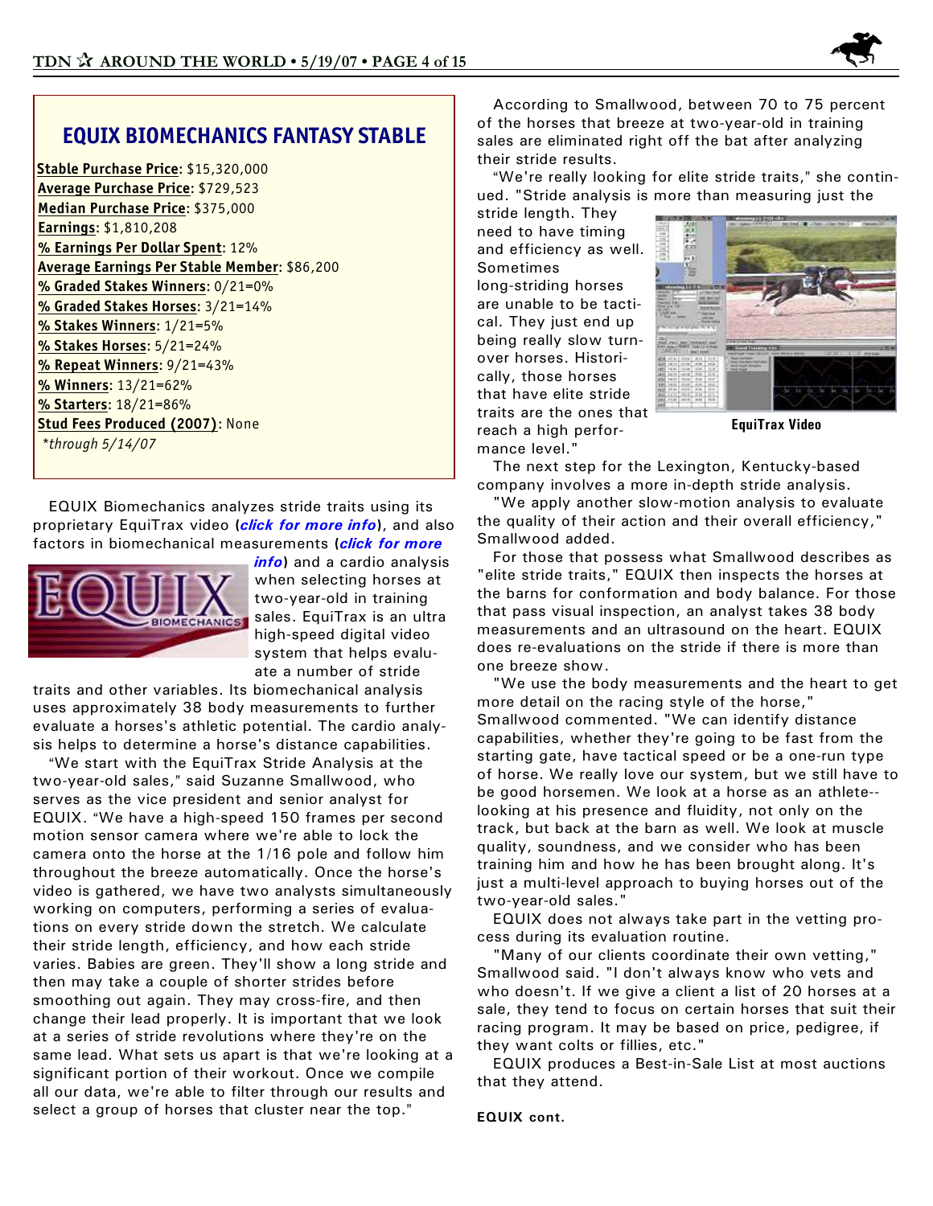## EQUIX BIOMECHANICS FANTASY STABLE

**Stable Purchase Price**: $15,320,000
**Average Purchase Price**: $729,523
**Median Purchase Price**: $375,000
**Earnings**: $1,810,208
**% Earnings Per Dollar Spent**: 12%
**Average Earnings Per Stable Member**: $86,200
**% Graded Stakes Winners**: 0/21=0%
**% Graded Stakes Horses**: 3/21=14%
**% Stakes Winners**: 1/21=5%
**% Stakes Horses**: 5/21=24%
**% Repeat Winners**: 9/21=43%
**% Winners**: 13/21=62%
**% Starters**: 18/21=86%
**Stud Fees Produced (2007)**: None
*through 5/14/07*

EQUIX Biomechanics analyzes stride traits using its proprietary EquiTrax video (***click for more info***), and also factors in biomechanical measurements (***click for more info***) and a cardio analysis when selecting horses at two-year-old in training sales. EquiTrax is an ultra high-speed digital video system that helps evaluate a number of stride traits and other variables. Its biomechanical analysis uses approximately 38 body measurements to further evaluate a horses's athletic potential. The cardio analysis helps to determine a horse's distance capabilities.

"We start with the EquiTrax Stride Analysis at the two-year-old sales," said Suzanne Smallwood, who serves as the vice president and senior analyst for EQUIX. "We have a high-speed 150 frames per second motion sensor camera where we're able to lock the camera onto the horse at the 1/16 pole and follow him throughout the breeze automatically. Once the horse's video is gathered, we have two analysts simultaneously working on computers, performing a series of evaluations on every stride down the stretch. We calculate their stride length, efficiency, and how each stride varies. Babies are green. They'll show a long stride and then may take a couple of shorter strides before smoothing out again. They may cross-fire, and then change their lead properly. It is important that we look at a series of stride revolutions where they're on the same lead. What sets us apart is that we're looking at a significant portion of their workout. Once we compile all our data, we're able to filter through our results and select a group of horses that cluster near the top."

According to Smallwood, between 70 to 75 percent of the horses that breeze at two-year-old in training sales are eliminated right off the bat after analyzing their stride results.

"We're really looking for elite stride traits," she continued. "Stride analysis is more than measuring just the stride length. They need to have timing and efficiency as well. Sometimes long-striding horses are unable to be tactical. They just end up being really slow turnover horses. Historically, those horses that have elite stride traits are the ones that reach a high performance level."

**EquiTrax Video**

The next step for the Lexington, Kentucky-based company involves a more in-depth stride analysis.

"We apply another slow-motion analysis to evaluate the quality of their action and their overall efficiency," Smallwood added.

For those that possess what Smallwood describes as "elite stride traits," EQUIX then inspects the horses at the barns for conformation and body balance. For those that pass visual inspection, an analyst takes 38 body measurements and an ultrasound on the heart. EQUIX does re-evaluations on the stride if there is more than one breeze show.

"We use the body measurements and the heart to get more detail on the racing style of the horse," Smallwood commented. "We can identify distance capabilities, whether they're going to be fast from the starting gate, have tactical speed or be a one-run type of horse. We really love our system, but we still have to be good horsemen. We look at a horse as an athlete--looking at his presence and fluidity, not only on the track, but back at the barn as well. We look at muscle quality, soundness, and we consider who has been training him and how he has been brought along. It's just a multi-level approach to buying horses out of the two-year-old sales."

EQUIX does not always take part in the vetting process during its evaluation routine.

"Many of our clients coordinate their own vetting," Smallwood said. "I don't always know who vets and who doesn't. If we give a client a list of 20 horses at a sale, they tend to focus on certain horses that suit their racing program. It may be based on price, pedigree, if they want colts or fillies, etc."

EQUIX produces a Best-in-Sale List at most auctions that they attend.

**EQUIX cont.**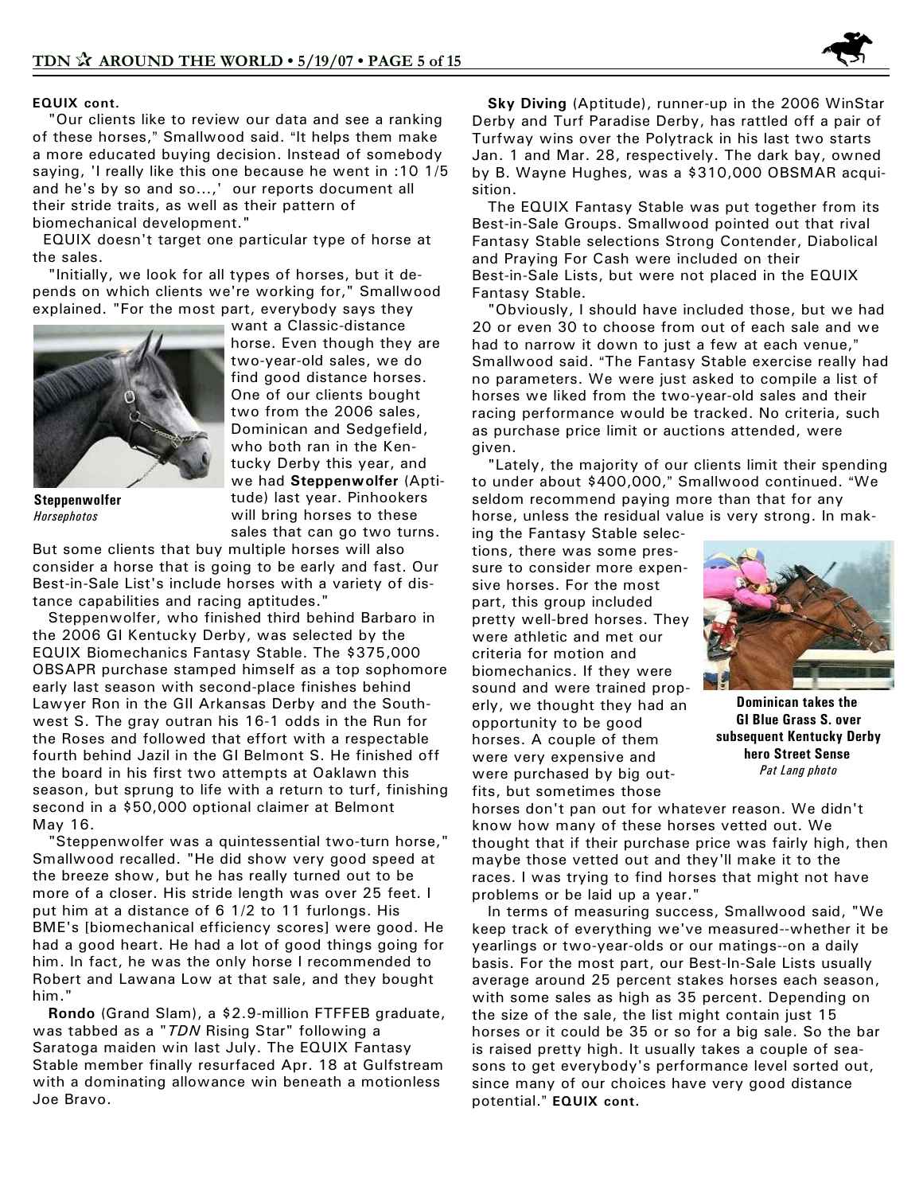**EQUIX cont.**

"Our clients like to review our data and see a ranking of these horses," Smallwood said. "It helps them make a more educated buying decision. Instead of somebody saying, 'I really like this one because he went in :10 1/5 and he's by so and so...,' our reports document all their stride traits, as well as their pattern of biomechanical development."

EQUIX doesn't target one particular type of horse at the sales.

"Initially, we look for all types of horses, but it depends on which clients we're working for," Smallwood explained. "For the most part, everybody says they want a Classic-distance horse. Even though they are two-year-old sales, we do find good distance horses. One of our clients bought two from the 2006 sales, Dominican and Sedgefield, who both ran in the Kentucky Derby this year, and we had **Steppenwolfer** (Aptitude) last year. Pinhookers will bring horses to these sales that can go two turns. But some clients that buy multiple horses will also consider a horse that is going to be early and fast. Our Best-in-Sale List's include horses with a variety of distance capabilities and racing aptitudes."

**Steppenwolfer**
*Horsephotos*

Steppenwolfer, who finished third behind Barbaro in the 2006 GI Kentucky Derby, was selected by the EQUIX Biomechanics Fantasy Stable. The $375,000 OBSAPR purchase stamped himself as a top sophomore early last season with second-place finishes behind Lawyer Ron in the GII Arkansas Derby and the Southwest S. The gray outran his 16-1 odds in the Run for the Roses and followed that effort with a respectable fourth behind Jazil in the GI Belmont S. He finished off the board in his first two attempts at Oaklawn this season, but sprung to life with a return to turf, finishing second in a $50,000 optional claimer at Belmont May 16.

"Steppenwolfer was a quintessential two-turn horse," Smallwood recalled. "He did show very good speed at the breeze show, but he has really turned out to be more of a closer. His stride length was over 25 feet. I put him at a distance of 6 1/2 to 11 furlongs. His BME's [biomechanical efficiency scores] were good. He had a good heart. He had a lot of good things going for him. In fact, he was the only horse I recommended to Robert and Lawana Low at that sale, and they bought him."

**Rondo** (Grand Slam), a $2.9-million FTFFEB graduate, was tabbed as a "*TDN* Rising Star" following a Saratoga maiden win last July. The EQUIX Fantasy Stable member finally resurfaced Apr. 18 at Gulfstream with a dominating allowance win beneath a motionless Joe Bravo.

**Sky Diving** (Aptitude), runner-up in the 2006 WinStar Derby and Turf Paradise Derby, has rattled off a pair of Turfway wins over the Polytrack in his last two starts Jan. 1 and Mar. 28, respectively. The dark bay, owned by B. Wayne Hughes, was a $310,000 OBSMAR acquisition.

The EQUIX Fantasy Stable was put together from its Best-in-Sale Groups. Smallwood pointed out that rival Fantasy Stable selections Strong Contender, Diabolical and Praying For Cash were included on their Best-in-Sale Lists, but were not placed in the EQUIX Fantasy Stable.

"Obviously, I should have included those, but we had 20 or even 30 to choose from out of each sale and we had to narrow it down to just a few at each venue," Smallwood said. "The Fantasy Stable exercise really had no parameters. We were just asked to compile a list of horses we liked from the two-year-old sales and their racing performance would be tracked. No criteria, such as purchase price limit or auctions attended, were given.

"Lately, the majority of our clients limit their spending to under about $400,000," Smallwood continued. "We seldom recommend paying more than that for any horse, unless the residual value is very strong. In making the Fantasy Stable selections, there was some pressure to consider more expensive horses. For the most part, this group included pretty well-bred horses. They were athletic and met our criteria for motion and biomechanics. If they were sound and were trained properly, we thought they had an opportunity to be good horses. A couple of them were very expensive and were purchased by big outfits, but sometimes those horses don't pan out for whatever reason. We didn't know how many of these horses vetted out. We thought that if their purchase price was fairly high, then maybe those vetted out and they'll make it to the races. I was trying to find horses that might not have problems or be laid up a year."

**Dominican takes the GI Blue Grass S. over subsequent Kentucky Derby hero Street Sense**
*Pat Lang photo*

In terms of measuring success, Smallwood said, "We keep track of everything we've measured--whether it be yearlings or two-year-olds or our matings--on a daily basis. For the most part, our Best-In-Sale Lists usually average around 25 percent stakes horses each season, with some sales as high as 35 percent. Depending on the size of the sale, the list might contain just 15 horses or it could be 35 or so for a big sale. So the bar is raised pretty high. It usually takes a couple of seasons to get everybody's performance level sorted out, since many of our choices have very good distance potential." **EQUIX cont.**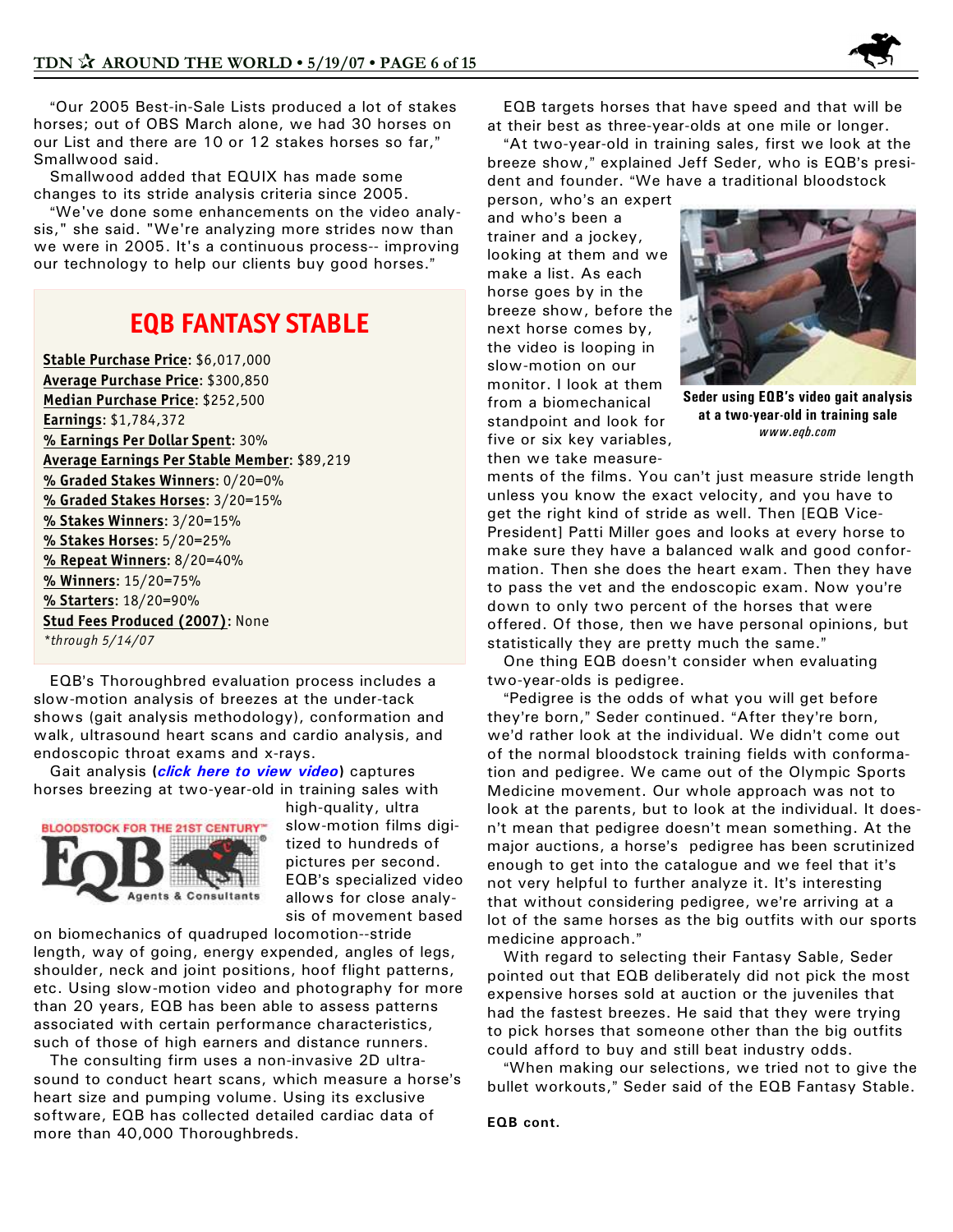"Our 2005 Best-in-Sale Lists produced a lot of stakes horses; out of OBS March alone, we had 30 horses on our List and there are 10 or 12 stakes horses so far," Smallwood said.

Smallwood added that EQUIX has made some changes to its stride analysis criteria since 2005.

"We've done some enhancements on the video analysis," she said. "We're analyzing more strides now than we were in 2005. It's a continuous process-- improving our technology to help our clients buy good horses."

## EQB FANTASY STABLE

**Stable Purchase Price**: $6,017,000
**Average Purchase Price**: $300,850
**Median Purchase Price**: $252,500
**Earnings**: $1,784,372
**% Earnings Per Dollar Spent**: 30%
**Average Earnings Per Stable Member**: $89,219
**% Graded Stakes Winners**: 0/20=0%
**% Graded Stakes Horses**: 3/20=15%
**% Stakes Winners**: 3/20=15%
**% Stakes Horses**: 5/20=25%
**% Repeat Winners**: 8/20=40%
**% Winners**: 15/20=75%
**% Starters**: 18/20=90%
**Stud Fees Produced (2007)**: None
*\*through 5/14/07*

EQB's Thoroughbred evaluation process includes a slow-motion analysis of breezes at the under-tack shows (gait analysis methodology), conformation and walk, ultrasound heart scans and cardio analysis, and endoscopic throat exams and x-rays.

Gait analysis (***click here to view video***) captures horses breezing at two-year-old in training sales with high-quality, ultra slow-motion films digitized to hundreds of pictures per second. EQB's specialized video allows for close analysis of movement based on biomechanics of quadruped locomotion--stride length, way of going, energy expended, angles of legs, shoulder, neck and joint positions, hoof flight patterns, etc. Using slow-motion video and photography for more than 20 years, EQB has been able to assess patterns associated with certain performance characteristics, such of those of high earners and distance runners.

The consulting firm uses a non-invasive 2D ultrasound to conduct heart scans, which measure a horse's heart size and pumping volume. Using its exclusive software, EQB has collected detailed cardiac data of more than 40,000 Thoroughbreds.

EQB targets horses that have speed and that will be at their best as three-year-olds at one mile or longer.

"At two-year-old in training sales, first we look at the breeze show," explained Jeff Seder, who is EQB's president and founder. "We have a traditional bloodstock person, who's an expert and who's been a trainer and a jockey, looking at them and we make a list. As each horse goes by in the breeze show, before the next horse comes by, the video is looping in slow-motion on our monitor. I look at them from a biomechanical standpoint and look for five or six key variables, then we take measurements of the films. You can't just measure stride length unless you know the exact velocity, and you have to get the right kind of stride as well. Then [EQB Vice-President] Patti Miller goes and looks at every horse to make sure they have a balanced walk and good conformation. Then she does the heart exam. Then they have to pass the vet and the endoscopic exam. Now you're down to only two percent of the horses that were offered. Of those, then we have personal opinions, but statistically they are pretty much the same."

**Seder using EQB's video gait analysis at a two-year-old in training sale**
*www.eqb.com*

One thing EQB doesn't consider when evaluating two-year-olds is pedigree.

"Pedigree is the odds of what you will get before they're born," Seder continued. "After they're born, we'd rather look at the individual. We didn't come out of the normal bloodstock training fields with conformation and pedigree. We came out of the Olympic Sports Medicine movement. Our whole approach was not to look at the parents, but to look at the individual. It doesn't mean that pedigree doesn't mean something. At the major auctions, a horse's pedigree has been scrutinized enough to get into the catalogue and we feel that it's not very helpful to further analyze it. It's interesting that without considering pedigree, we're arriving at a lot of the same horses as the big outfits with our sports medicine approach."

With regard to selecting their Fantasy Sable, Seder pointed out that EQB deliberately did not pick the most expensive horses sold at auction or the juveniles that had the fastest breezes. He said that they were trying to pick horses that someone other than the big outfits could afford to buy and still beat industry odds.

"When making our selections, we tried not to give the bullet workouts," Seder said of the EQB Fantasy Stable.

**EQB cont.**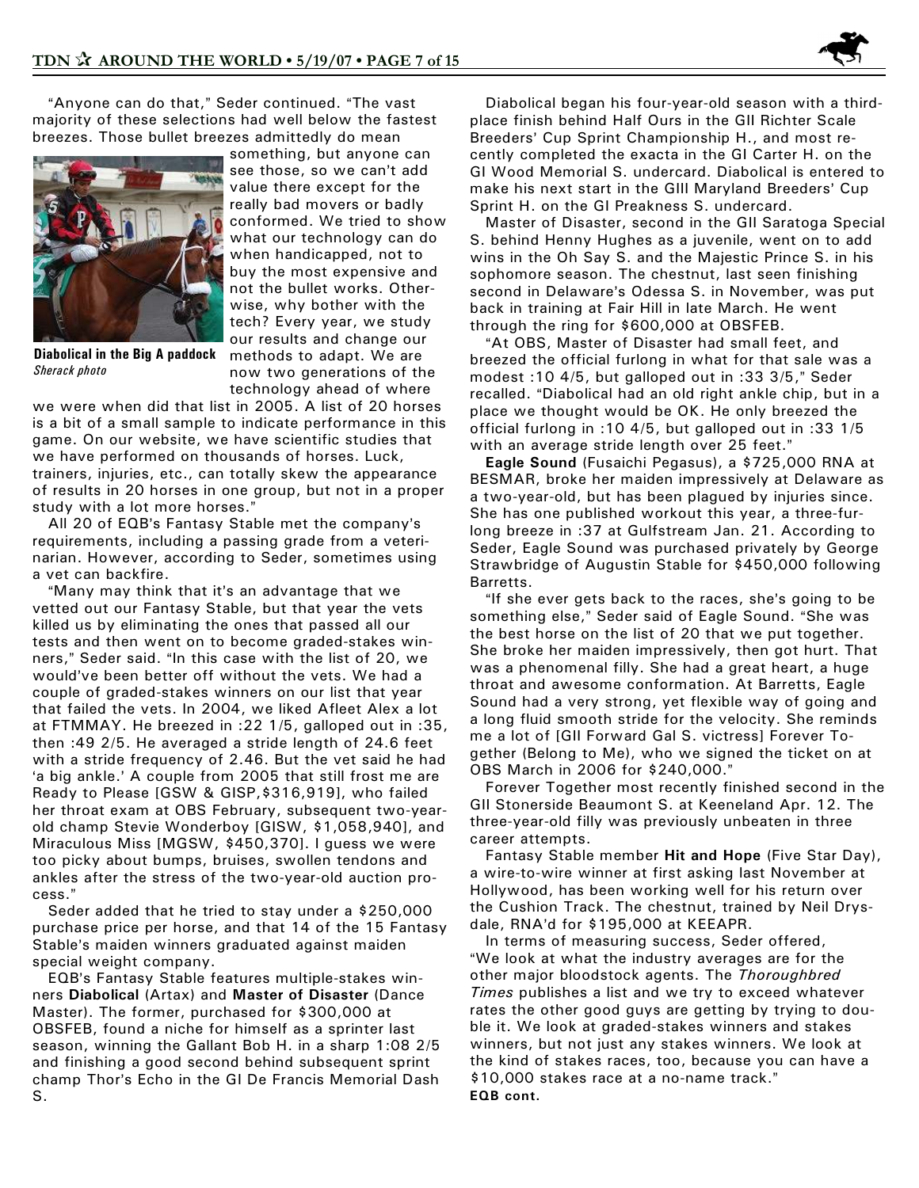"Anyone can do that," Seder continued. "The vast majority of these selections had well below the fastest breezes. Those bullet breezes admittedly do mean something, but anyone can see those, so we can't add value there except for the really bad movers or badly conformed. We tried to show what our technology can do when handicapped, not to buy the most expensive and not the bullet works. Otherwise, why bother with the tech? Every year, we study our results and change our methods to adapt. We are now two generations of the technology ahead of where we were when did that list in 2005. A list of 20 horses is a bit of a small sample to indicate performance in this game. On our website, we have scientific studies that we have performed on thousands of horses. Luck, trainers, injuries, etc., can totally skew the appearance of results in 20 horses in one group, but not in a proper study with a lot more horses."

**Diabolical in the Big A paddock**
*Sherack photo*

All 20 of EQB's Fantasy Stable met the company's requirements, including a passing grade from a veterinarian. However, according to Seder, sometimes using a vet can backfire.

"Many may think that it's an advantage that we vetted out our Fantasy Stable, but that year the vets killed us by eliminating the ones that passed all our tests and then went on to become graded-stakes winners," Seder said. "In this case with the list of 20, we would've been better off without the vets. We had a couple of graded-stakes winners on our list that year that failed the vets. In 2004, we liked Afleet Alex a lot at FTMMAY. He breezed in :22 1/5, galloped out in :35, then :49 2/5. He averaged a stride length of 24.6 feet with a stride frequency of 2.46. But the vet said he had 'a big ankle.' A couple from 2005 that still frost me are Ready to Please [GSW & GISP,$316,919], who failed her throat exam at OBS February, subsequent two-year-old champ Stevie Wonderboy [GISW, $1,058,940], and Miraculous Miss [MGSW, $450,370]. I guess we were too picky about bumps, bruises, swollen tendons and ankles after the stress of the two-year-old auction process."

Seder added that he tried to stay under a $250,000 purchase price per horse, and that 14 of the 15 Fantasy Stable's maiden winners graduated against maiden special weight company.

EQB's Fantasy Stable features multiple-stakes winners **Diabolical** (Artax) and **Master of Disaster** (Dance Master). The former, purchased for $300,000 at OBSFEB, found a niche for himself as a sprinter last season, winning the Gallant Bob H. in a sharp 1:08 2/5 and finishing a good second behind subsequent sprint champ Thor's Echo in the GI De Francis Memorial Dash S.

Diabolical began his four-year-old season with a third-place finish behind Half Ours in the GII Richter Scale Breeders' Cup Sprint Championship H., and most recently completed the exacta in the GI Carter H. on the GI Wood Memorial S. undercard. Diabolical is entered to make his next start in the GIII Maryland Breeders' Cup Sprint H. on the GI Preakness S. undercard.

Master of Disaster, second in the GII Saratoga Special S. behind Henny Hughes as a juvenile, went on to add wins in the Oh Say S. and the Majestic Prince S. in his sophomore season. The chestnut, last seen finishing second in Delaware's Odessa S. in November, was put back in training at Fair Hill in late March. He went through the ring for $600,000 at OBSFEB.

"At OBS, Master of Disaster had small feet, and breezed the official furlong in what for that sale was a modest :10 4/5, but galloped out in :33 3/5," Seder recalled. "Diabolical had an old right ankle chip, but in a place we thought would be OK. He only breezed the official furlong in :10 4/5, but galloped out in :33 1/5 with an average stride length over 25 feet."

**Eagle Sound** (Fusaichi Pegasus), a $725,000 RNA at BESMAR, broke her maiden impressively at Delaware as a two-year-old, but has been plagued by injuries since. She has one published workout this year, a three-furlong breeze in :37 at Gulfstream Jan. 21. According to Seder, Eagle Sound was purchased privately by George Strawbridge of Augustin Stable for $450,000 following Barretts.

"If she ever gets back to the races, she's going to be something else," Seder said of Eagle Sound. "She was the best horse on the list of 20 that we put together. She broke her maiden impressively, then got hurt. That was a phenomenal filly. She had a great heart, a huge throat and awesome conformation. At Barretts, Eagle Sound had a very strong, yet flexible way of going and a long fluid smooth stride for the velocity. She reminds me a lot of [GII Forward Gal S. victress] Forever Together (Belong to Me), who we signed the ticket on at OBS March in 2006 for $240,000."

Forever Together most recently finished second in the GII Stonerside Beaumont S. at Keeneland Apr. 12. The three-year-old filly was previously unbeaten in three career attempts.

Fantasy Stable member **Hit and Hope** (Five Star Day), a wire-to-wire winner at first asking last November at Hollywood, has been working well for his return over the Cushion Track. The chestnut, trained by Neil Drysdale, RNA'd for $195,000 at KEEAPR.

In terms of measuring success, Seder offered, "We look at what the industry averages are for the other major bloodstock agents. The *Thoroughbred Times* publishes a list and we try to exceed whatever rates the other good guys are getting by trying to double it. We look at graded-stakes winners and stakes winners, but not just any stakes winners. We look at the kind of stakes races, too, because you can have a $10,000 stakes race at a no-name track."

**EQB cont.**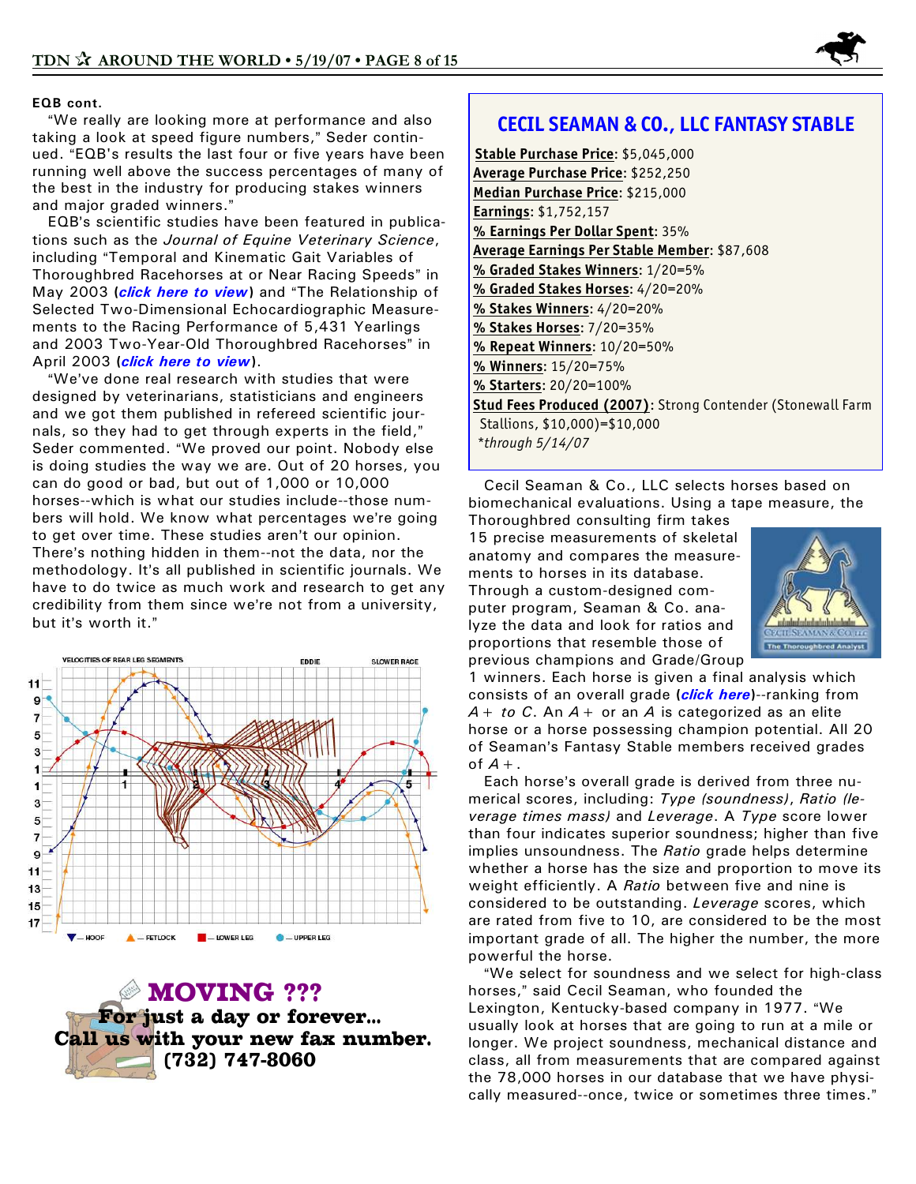**EQB cont.**

"We really are looking more at performance and also taking a look at speed figure numbers," Seder continued. "EQB's results the last four or five years have been running well above the success percentages of many of the best in the industry for producing stakes winners and major graded winners."

EQB's scientific studies have been featured in publications such as the *Journal of Equine Veterinary Science*, including "Temporal and Kinematic Gait Variables of Thoroughbred Racehorses at or Near Racing Speeds" in May 2003 (***click here to view***) and "The Relationship of Selected Two-Dimensional Echocardiographic Measurements to the Racing Performance of 5,431 Yearlings and 2003 Two-Year-Old Thoroughbred Racehorses" in April 2003 (***click here to view***).

"We've done real research with studies that were designed by veterinarians, statisticians and engineers and we got them published in refereed scientific journals, so they had to get through experts in the field," Seder commented. "We proved our point. Nobody else is doing studies the way we are. Out of 20 horses, you can do good or bad, but out of 1,000 or 10,000 horses--which is what our studies include--those numbers will hold. We know what percentages we're going to get over time. These studies aren't our opinion. There's nothing hidden in them--not the data, nor the methodology. It's all published in scientific journals. We have to do twice as much work and research to get any credibility from them since we're not from a university, but it's worth it."

VELOCITIES OF REAR LEG SEGMENTS — EDDIE — SLOWER RACE

HOOF — FETLOCK — LOWER LEG — UPPER LEG

**MOVING ???**
**For just a day or forever...**
**Call us with your new fax number.**
**(732) 747-8060**

## CECIL SEAMAN & CO., LLC FANTASY STABLE

**Stable Purchase Price**: $5,045,000
**Average Purchase Price**: $252,250
**Median Purchase Price**: $215,000
**Earnings**: $1,752,157
**% Earnings Per Dollar Spent**: 35%
**Average Earnings Per Stable Member**: $87,608
**% Graded Stakes Winners**: 1/20=5%
**% Graded Stakes Horses**: 4/20=20%
**% Stakes Winners**: 4/20=20%
**% Stakes Horses**: 7/20=35%
**% Repeat Winners**: 10/20=50%
**% Winners**: 15/20=75%
**% Starters**: 20/20=100%
**Stud Fees Produced (2007)**: Strong Contender (Stonewall Farm Stallions, $10,000)=$10,000
*\*through 5/14/07*

Cecil Seaman & Co., LLC selects horses based on biomechanical evaluations. Using a tape measure, the Thoroughbred consulting firm takes 15 precise measurements of skeletal anatomy and compares the measurements to horses in its database. Through a custom-designed computer program, Seaman & Co. analyze the data and look for ratios and proportions that resemble those of previous champions and Grade/Group 1 winners. Each horse is given a final analysis which consists of an overall grade (***click here***)--ranking from *A+ to C*. An *A+* or an *A* is categorized as an elite horse or a horse possessing champion potential. All 20 of Seaman's Fantasy Stable members received grades of *A+*.

Each horse's overall grade is derived from three numerical scores, including: *Type (soundness)*, *Ratio (leverage times mass)* and *Leverage*. A *Type* score lower than four indicates superior soundness; higher than five implies unsoundness. The *Ratio* grade helps determine whether a horse has the size and proportion to move its weight efficiently. A *Ratio* between five and nine is considered to be outstanding. *Leverage* scores, which are rated from five to 10, are considered to be the most important grade of all. The higher the number, the more powerful the horse.

"We select for soundness and we select for high-class horses," said Cecil Seaman, who founded the Lexington, Kentucky-based company in 1977. "We usually look at horses that are going to run at a mile or longer. We project soundness, mechanical distance and class, all from measurements that are compared against the 78,000 horses in our database that we have physically measured--once, twice or sometimes three times."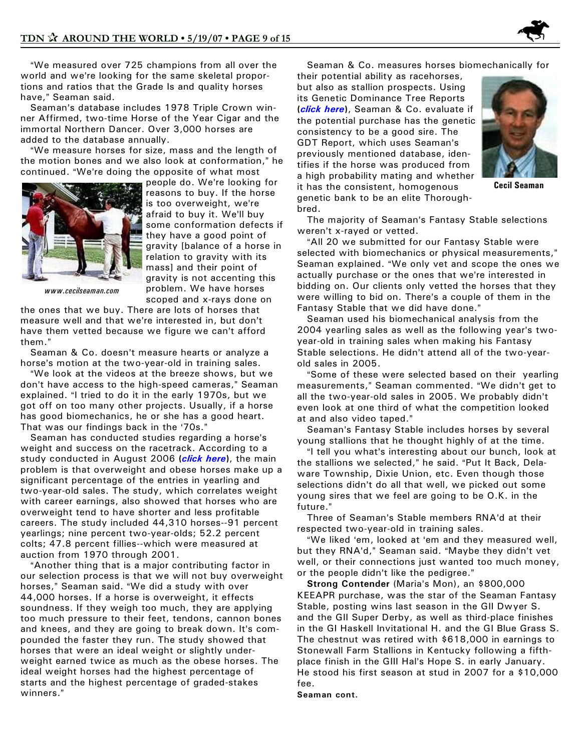"We measured over 725 champions from all over the world and we're looking for the same skeletal proportions and ratios that the Grade Is and quality horses have," Seaman said.

Seaman's database includes 1978 Triple Crown winner Affirmed, two-time Horse of the Year Cigar and the immortal Northern Dancer. Over 3,000 horses are added to the database annually.

"We measure horses for size, mass and the length of the motion bones and we also look at conformation," he continued. "We're doing the opposite of what most people do. We're looking for reasons to buy. If the horse is too overweight, we're afraid to buy it. We'll buy some conformation defects if they have a good point of gravity [balance of a horse in relation to gravity with its mass] and their point of gravity is not accenting this problem. We have horses scoped and x-rays done on the ones that we buy. There are lots of horses that measure well and that we're interested in, but don't have them vetted because we figure we can't afford them."

*www.cecilseaman.com*

Seaman & Co. doesn't measure hearts or analyze a horse's motion at the two-year-old in training sales.

"We look at the videos at the breeze shows, but we don't have access to the high-speed cameras," Seaman explained. "I tried to do it in the early 1970s, but we got off on too many other projects. Usually, if a horse has good biomechanics, he or she has a good heart. That was our findings back in the '70s."

Seaman has conducted studies regarding a horse's weight and success on the racetrack. According to a study conducted in August 2006 (***click here***), the main problem is that overweight and obese horses make up a significant percentage of the entries in yearling and two-year-old sales. The study, which correlates weight with career earnings, also showed that horses who are overweight tend to have shorter and less profitable careers. The study included 44,310 horses--91 percent yearlings; nine percent two-year-olds; 52.2 percent colts; 47.8 percent fillies--which were measured at auction from 1970 through 2001.

"Another thing that is a major contributing factor in our selection process is that we will not buy overweight horses," Seaman said. "We did a study with over 44,000 horses. If a horse is overweight, it effects soundness. If they weigh too much, they are applying too much pressure to their feet, tendons, cannon bones and knees, and they are going to break down. It's compounded the faster they run. The study showed that horses that were an ideal weight or slightly underweight earned twice as much as the obese horses. The ideal weight horses had the highest percentage of starts and the highest percentage of graded-stakes winners."

Seaman & Co. measures horses biomechanically for their potential ability as racehorses, but also as stallion prospects. Using its Genetic Dominance Tree Reports (***click here***), Seaman & Co. evaluate if the potential purchase has the genetic consistency to be a good sire. The GDT Report, which uses Seaman's previously mentioned database, identifies if the horse was produced from a high probability mating and whether it has the consistent, homogenous genetic bank to be an elite Thoroughbred.

**Cecil Seaman**

The majority of Seaman's Fantasy Stable selections weren't x-rayed or vetted.

"All 20 we submitted for our Fantasy Stable were selected with biomechanics or physical measurements," Seaman explained. "We only vet and scope the ones we actually purchase or the ones that we're interested in bidding on. Our clients only vetted the horses that they were willing to bid on. There's a couple of them in the Fantasy Stable that we did have done."

Seaman used his biomechanical analysis from the 2004 yearling sales as well as the following year's two-year-old in training sales when making his Fantasy Stable selections. He didn't attend all of the two-year-old sales in 2005.

"Some of these were selected based on their yearling measurements," Seaman commented. "We didn't get to all the two-year-old sales in 2005. We probably didn't even look at one third of what the competition looked at and also video taped."

Seaman's Fantasy Stable includes horses by several young stallions that he thought highly of at the time.

"I tell you what's interesting about our bunch, look at the stallions we selected," he said. "Put It Back, Delaware Township, Dixie Union, etc. Even though those selections didn't do all that well, we picked out some young sires that we feel are going to be O.K. in the future."

Three of Seaman's Stable members RNA'd at their respected two-year-old in training sales.

"We liked 'em, looked at 'em and they measured well, but they RNA'd," Seaman said. "Maybe they didn't vet well, or their connections just wanted too much money, or the people didn't like the pedigree."

**Strong Contender** (Maria's Mon), an $800,000 KEEAPR purchase, was the star of the Seaman Fantasy Stable, posting wins last season in the GII Dwyer S. and the GII Super Derby, as well as third-place finishes in the GI Haskell Invitational H. and the GI Blue Grass S. The chestnut was retired with $618,000 in earnings to Stonewall Farm Stallions in Kentucky following a fifth-place finish in the GIII Hal's Hope S. in early January. He stood his first season at stud in 2007 for a $10,000 fee.

**Seaman cont.**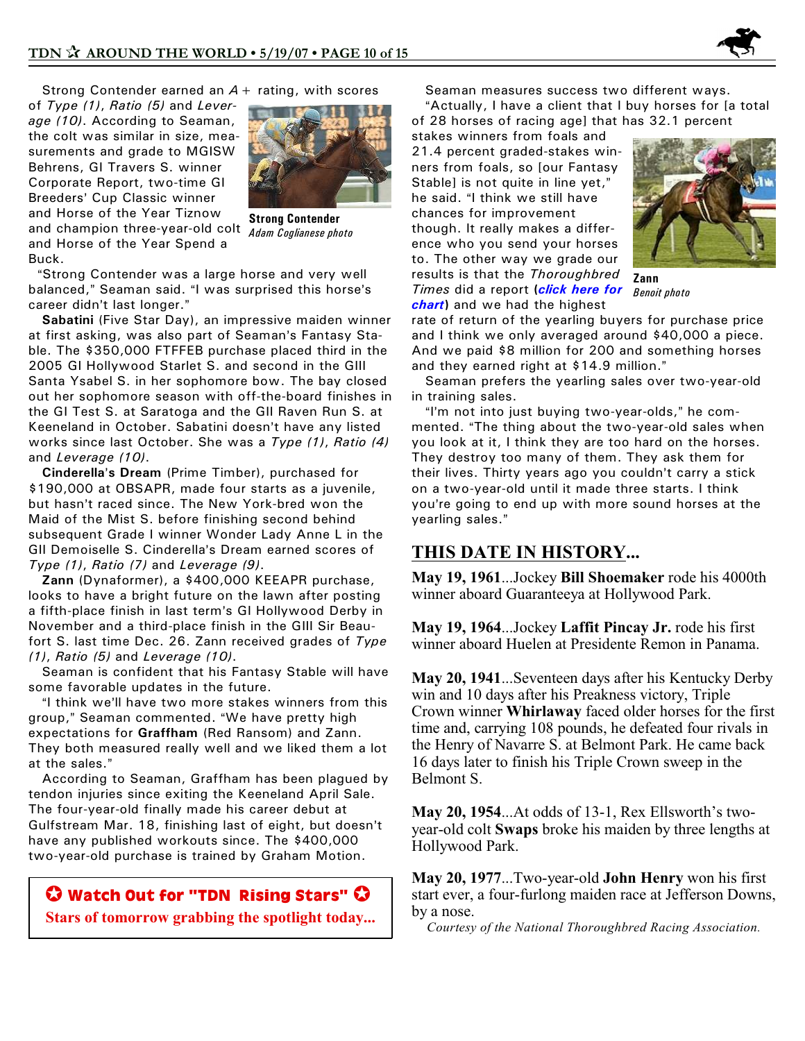Strong Contender earned an *A+* rating, with scores of *Type (1)*, *Ratio (5)* and *Leverage (10)*. According to Seaman, the colt was similar in size, measurements and grade to MGISW Behrens, GI Travers S. winner Corporate Report, two-time GI Breeders' Cup Classic winner and Horse of the Year Tiznow and champion three-year-old colt and Horse of the Year Spend a Buck.

**Strong Contender**
*Adam Coglianese photo*

"Strong Contender was a large horse and very well balanced," Seaman said. "I was surprised this horse's career didn't last longer."

**Sabatini** (Five Star Day), an impressive maiden winner at first asking, was also part of Seaman's Fantasy Stable. The $350,000 FTFFEB purchase placed third in the 2005 GI Hollywood Starlet S. and second in the GIII Santa Ysabel S. in her sophomore bow. The bay closed out her sophomore season with off-the-board finishes in the GI Test S. at Saratoga and the GII Raven Run S. at Keeneland in October. Sabatini doesn't have any listed works since last October. She was a *Type (1)*, *Ratio (4)* and *Leverage (10)*.

**Cinderella's Dream** (Prime Timber), purchased for $190,000 at OBSAPR, made four starts as a juvenile, but hasn't raced since. The New York-bred won the Maid of the Mist S. before finishing second behind subsequent Grade I winner Wonder Lady Anne L in the GII Demoiselle S. Cinderella's Dream earned scores of *Type (1)*, *Ratio (7)* and *Leverage (9)*.

**Zann** (Dynaformer), a $400,000 KEEAPR purchase, looks to have a bright future on the lawn after posting a fifth-place finish in last term's GI Hollywood Derby in November and a third-place finish in the GIII Sir Beaufort S. last time Dec. 26. Zann received grades of *Type (1)*, *Ratio (5)* and *Leverage (10)*.

Seaman is confident that his Fantasy Stable will have some favorable updates in the future.

"I think we'll have two more stakes winners from this group," Seaman commented. "We have pretty high expectations for **Graffham** (Red Ransom) and Zann. They both measured really well and we liked them a lot at the sales."

According to Seaman, Graffham has been plagued by tendon injuries since exiting the Keeneland April Sale. The four-year-old finally made his career debut at Gulfstream Mar. 18, finishing last of eight, but doesn't have any published workouts since. The $400,000 two-year-old purchase is trained by Graham Motion.

**✪ Watch Out for "TDN Rising Stars" ✪**
**Stars of tomorrow grabbing the spotlight today...**

Seaman measures success two different ways.

"Actually, I have a client that I buy horses for [a total of 28 horses of racing age] that has 32.1 percent stakes winners from foals and 21.4 percent graded-stakes winners from foals, so [our Fantasy Stable] is not quite in line yet," he said. "I think we still have chances for improvement though. It really makes a difference who you send your horses to. The other way we grade our results is that the *Thoroughbred Times* did a report (***click here for chart***) and we had the highest rate of return of the yearling buyers for purchase price and I think we only averaged around $40,000 a piece. And we paid $8 million for 200 and something horses and they earned right at $14.9 million."

**Zann**
*Benoit photo*

Seaman prefers the yearling sales over two-year-old in training sales.

"I'm not into just buying two-year-olds," he commented. "The thing about the two-year-old sales when you look at it, I think they are too hard on the horses. They destroy too many of them. They ask them for their lives. Thirty years ago you couldn't carry a stick on a two-year-old until it made three starts. I think you're going to end up with more sound horses at the yearling sales."

## THIS DATE IN HISTORY...

**May 19, 1961**...Jockey **Bill Shoemaker** rode his 4000th winner aboard Guaranteeya at Hollywood Park.

**May 19, 1964**...Jockey **Laffit Pincay Jr.** rode his first winner aboard Huelen at Presidente Remon in Panama.

**May 20, 1941**...Seventeen days after his Kentucky Derby win and 10 days after his Preakness victory, Triple Crown winner **Whirlaway** faced older horses for the first time and, carrying 108 pounds, he defeated four rivals in the Henry of Navarre S. at Belmont Park. He came back 16 days later to finish his Triple Crown sweep in the Belmont S.

**May 20, 1954**...At odds of 13-1, Rex Ellsworth's two-year-old colt **Swaps** broke his maiden by three lengths at Hollywood Park.

**May 20, 1977**...Two-year-old **John Henry** won his first start ever, a four-furlong maiden race at Jefferson Downs, by a nose.

*Courtesy of the National Thoroughbred Racing Association.*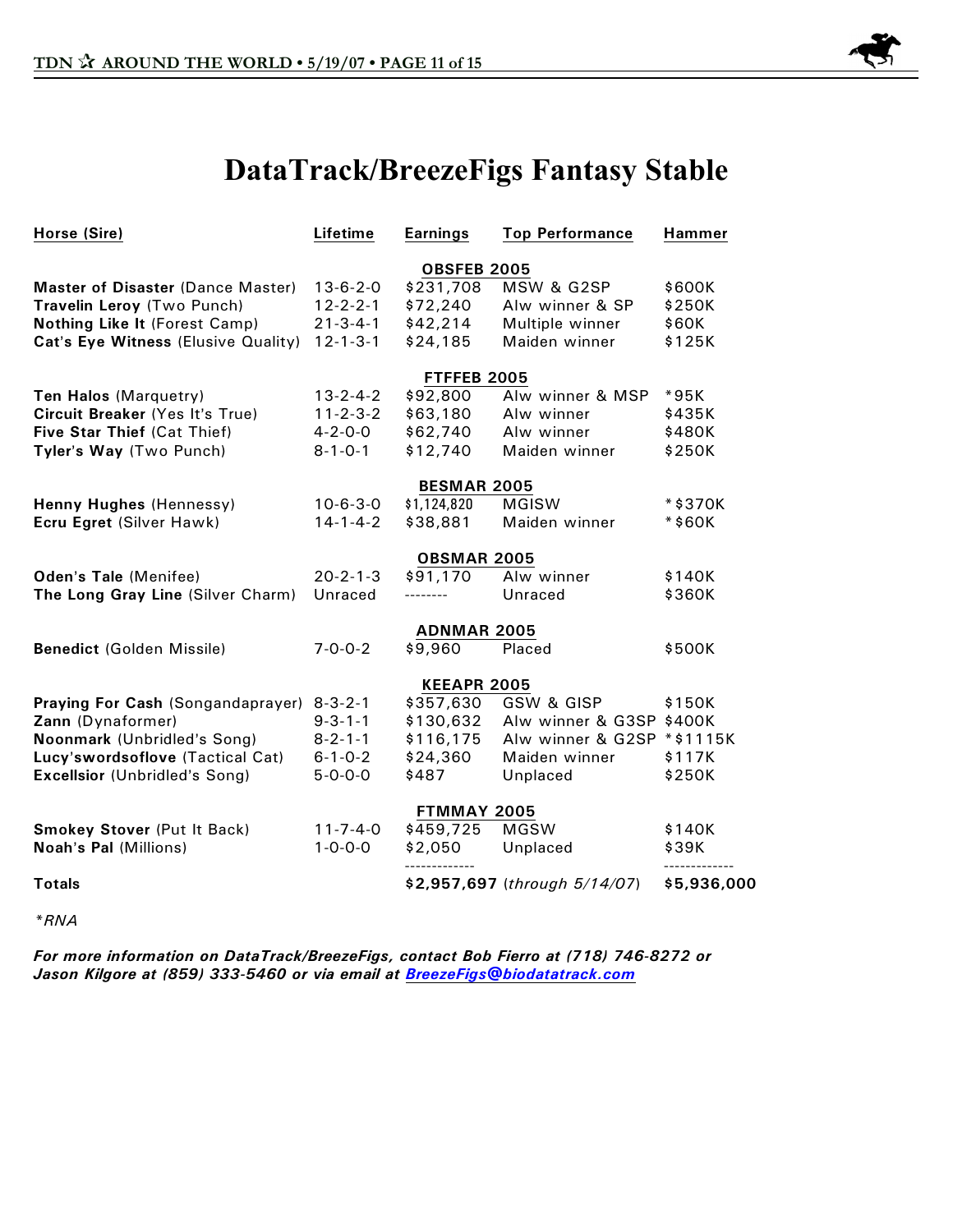# DataTrack/BreezeFigs Fantasy Stable

| Horse (Sire) | Lifetime | Earnings | Top Performance | Hammer |
|---|---|---|---|---|
| | | **OBSFEB 2005** | | |
| **Master of Disaster** (Dance Master) | 13-6-2-0 | $231,708 | MSW & G2SP | $600K |
| **Travelin Leroy** (Two Punch) | 12-2-2-1 | $72,240 | Alw winner & SP | $250K |
| **Nothing Like It** (Forest Camp) | 21-3-4-1 | $42,214 | Multiple winner | $60K |
| **Cat's Eye Witness** (Elusive Quality) | 12-1-3-1 | $24,185 | Maiden winner | $125K |
| | | **FTFFEB 2005** | | |
| **Ten Halos** (Marquetry) | 13-2-4-2 | $92,800 | Alw winner & MSP | *95K |
| **Circuit Breaker** (Yes It's True) | 11-2-3-2 | $63,180 | Alw winner | $435K |
| **Five Star Thief** (Cat Thief) | 4-2-0-0 | $62,740 | Alw winner | $480K |
| **Tyler's Way** (Two Punch) | 8-1-0-1 | $12,740 | Maiden winner | $250K |
| | | **BESMAR 2005** | | |
| **Henny Hughes** (Hennessy) | 10-6-3-0 | $1,124,820 | MGISW | *$370K |
| **Ecru Egret** (Silver Hawk) | 14-1-4-2 | $38,881 | Maiden winner | *$60K |
| | | **OBSMAR 2005** | | |
| **Oden's Tale** (Menifee) | 20-2-1-3 | $91,170 | Alw winner | $140K |
| **The Long Gray Line** (Silver Charm) | Unraced | -------- | Unraced | $360K |
| | | **ADNMAR 2005** | | |
| **Benedict** (Golden Missile) | 7-0-0-2 | $9,960 | Placed | $500K |
| | | **KEEAPR 2005** | | |
| **Praying For Cash** (Songandaprayer) | 8-3-2-1 | $357,630 | GSW & GISP | $150K |
| **Zann** (Dynaformer) | 9-3-1-1 | $130,632 | Alw winner & G3SP | $400K |
| **Noonmark** (Unbridled's Song) | 8-2-1-1 | $116,175 | Alw winner & G2SP | *$1115K |
| **Lucy'swordsoflove** (Tactical Cat) | 6-1-0-2 | $24,360 | Maiden winner | $117K |
| **Excellsior** (Unbridled's Song) | 5-0-0-0 | $487 | Unplaced | $250K |
| | | **FTMMAY 2005** | | |
| **Smokey Stover** (Put It Back) | 11-7-4-0 | $459,725 | MGSW | $140K |
| **Noah's Pal** (Millions) | 1-0-0-0 | $2,050 | Unplaced | $39K |
| **Totals** | | **$2,957,697** (*through 5/14/07*) | | **$5,936,000** |

*\*RNA*

***For more information on DataTrack/BreezeFigs, contact Bob Fierro at (718) 746-8272 or Jason Kilgore at (859) 333-5460 or via email at BreezeFigs@biodatatrack.com***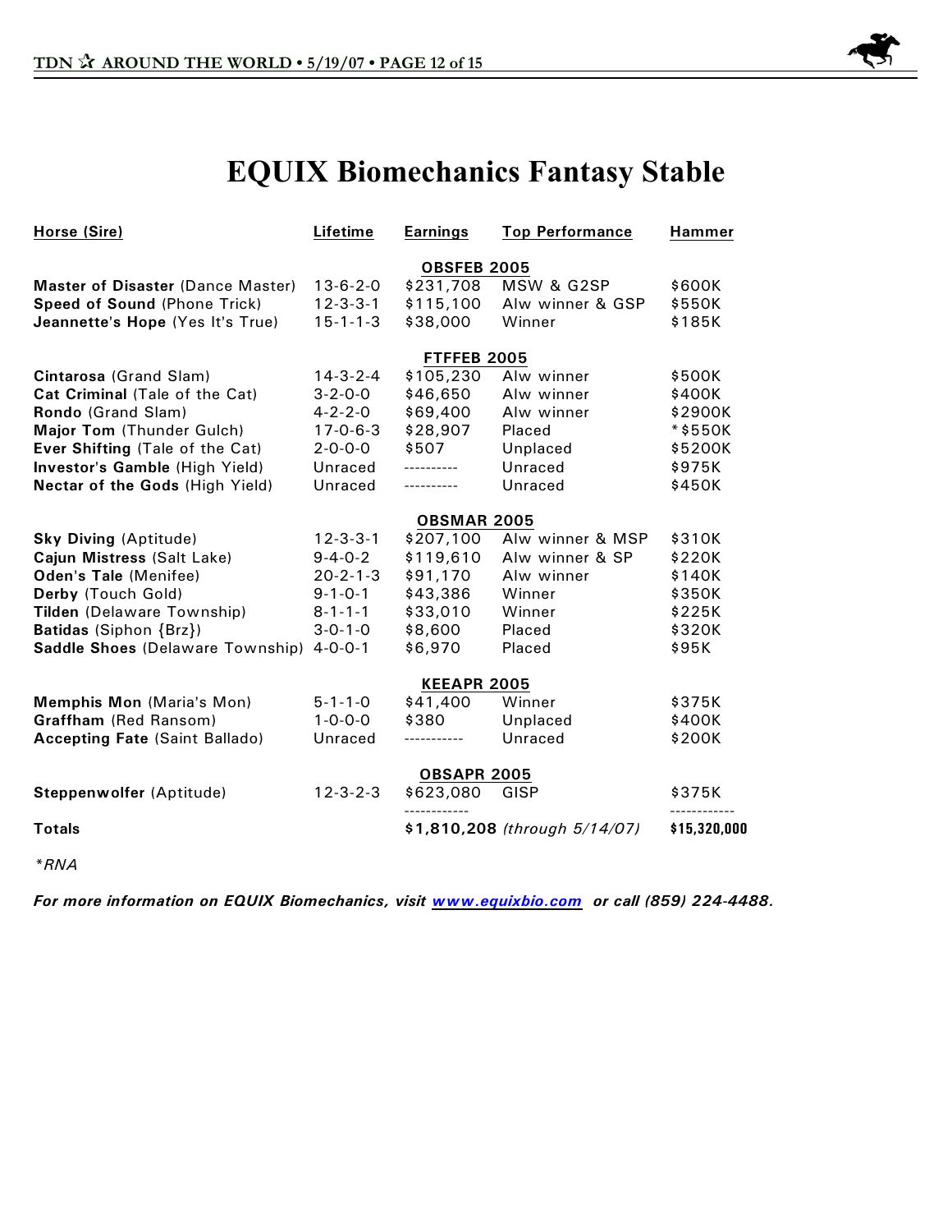# EQUIX Biomechanics Fantasy Stable

| Horse (Sire) | Lifetime | Earnings | Top Performance | Hammer |
|---|---|---|---|---|
| | | **OBSFEB 2005** | | |
| **Master of Disaster** (Dance Master) | 13-6-2-0 | $231,708 | MSW & G2SP | $600K |
| **Speed of Sound** (Phone Trick) | 12-3-3-1 | $115,100 | Alw winner & GSP | $550K |
| **Jeannette's Hope** (Yes It's True) | 15-1-1-3 | $38,000 | Winner | $185K |
| | | **FTFFEB 2005** | | |
| **Cintarosa** (Grand Slam) | 14-3-2-4 | $105,230 | Alw winner | $500K |
| **Cat Criminal** (Tale of the Cat) | 3-2-0-0 | $46,650 | Alw winner | $400K |
| **Rondo** (Grand Slam) | 4-2-2-0 | $69,400 | Alw winner | $2900K |
| **Major Tom** (Thunder Gulch) | 17-0-6-3 | $28,907 | Placed | *$550K |
| **Ever Shifting** (Tale of the Cat) | 2-0-0-0 | $507 | Unplaced | $5200K |
| **Investor's Gamble** (High Yield) | Unraced | ---------- | Unraced | $975K |
| **Nectar of the Gods** (High Yield) | Unraced | ---------- | Unraced | $450K |
| | | **OBSMAR 2005** | | |
| **Sky Diving** (Aptitude) | 12-3-3-1 | $207,100 | Alw winner & MSP | $310K |
| **Cajun Mistress** (Salt Lake) | 9-4-0-2 | $119,610 | Alw winner & SP | $220K |
| **Oden's Tale** (Menifee) | 20-2-1-3 | $91,170 | Alw winner | $140K |
| **Derby** (Touch Gold) | 9-1-0-1 | $43,386 | Winner | $350K |
| **Tilden** (Delaware Township) | 8-1-1-1 | $33,010 | Winner | $225K |
| **Batidas** (Siphon {Brz}) | 3-0-1-0 | $8,600 | Placed | $320K |
| **Saddle Shoes** (Delaware Township) | 4-0-0-1 | $6,970 | Placed | $95K |
| | | **KEEAPR 2005** | | |
| **Memphis Mon** (Maria's Mon) | 5-1-1-0 | $41,400 | Winner | $375K |
| **Graffham** (Red Ransom) | 1-0-0-0 | $380 | Unplaced | $400K |
| **Accepting Fate** (Saint Ballado) | Unraced | ----------- | Unraced | $200K |
| | | **OBSAPR 2005** | | |
| **Steppenwolfer** (Aptitude) | 12-3-2-3 | $623,080 | GISP | $375K |
| **Totals** | | **$1,810,208** *(through 5/14/07)* | | **$15,320,000** |

*\*RNA*

***For more information on EQUIX Biomechanics, visit [www.equixbio.com](http://www.equixbio.com) or call (859) 224-4488.***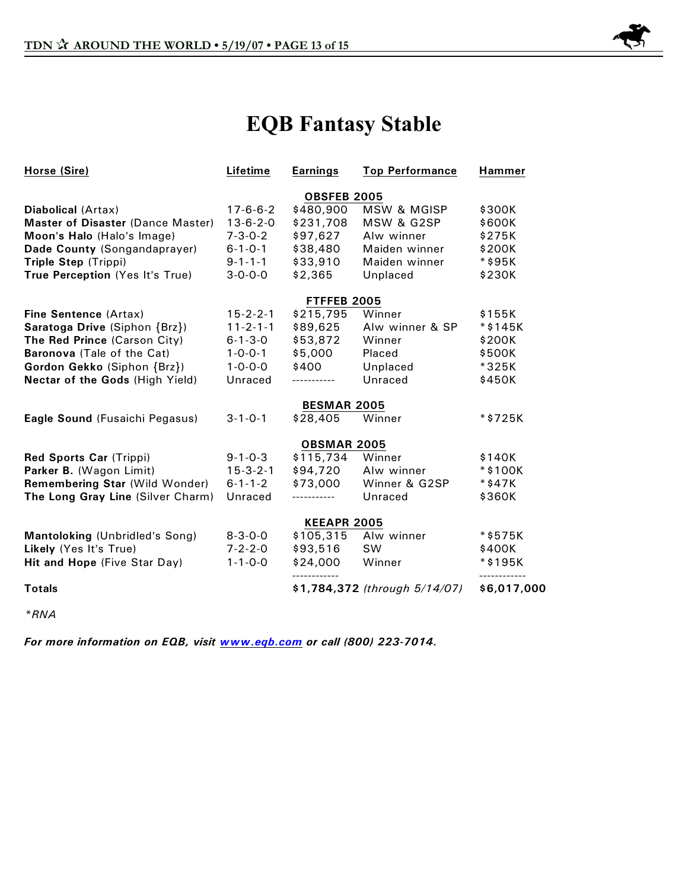# EQB Fantasy Stable

| Horse (Sire) | Lifetime | Earnings | Top Performance | Hammer |
|---|---|---|---|---|
| | | **OBSFEB 2005** | | |
| **Diabolical** (Artax) | 17-6-6-2 | $480,900 | MSW & MGISP | $300K |
| **Master of Disaster** (Dance Master) | 13-6-2-0 | $231,708 | MSW & G2SP | $600K |
| **Moon's Halo** (Halo's Image) | 7-3-0-2 | $97,627 | Alw winner | $275K |
| **Dade County** (Songandaprayer) | 6-1-0-1 | $38,480 | Maiden winner | $200K |
| **Triple Step** (Trippi) | 9-1-1-1 | $33,910 | Maiden winner | *$95K |
| **True Perception** (Yes It's True) | 3-0-0-0 | $2,365 | Unplaced | $230K |
| | | **FTFFEB 2005** | | |
| **Fine Sentence** (Artax) | 15-2-2-1 | $215,795 | Winner | $155K |
| **Saratoga Drive** (Siphon {Brz}) | 11-2-1-1 | $89,625 | Alw winner & SP | *$145K |
| **The Red Prince** (Carson City) | 6-1-3-0 | $53,872 | Winner | $200K |
| **Baronova** (Tale of the Cat) | 1-0-0-1 | $5,000 | Placed | $500K |
| **Gordon Gekko** (Siphon {Brz}) | 1-0-0-0 | $400 | Unplaced | *325K |
| **Nectar of the Gods** (High Yield) | Unraced | ----------- | Unraced | $450K |
| | | **BESMAR 2005** | | |
| **Eagle Sound** (Fusaichi Pegasus) | 3-1-0-1 | $28,405 | Winner | *$725K |
| | | **OBSMAR 2005** | | |
| **Red Sports Car** (Trippi) | 9-1-0-3 | $115,734 | Winner | $140K |
| **Parker B.** (Wagon Limit) | 15-3-2-1 | $94,720 | Alw winner | *$100K |
| **Remembering Star** (Wild Wonder) | 6-1-1-2 | $73,000 | Winner & G2SP | *$47K |
| **The Long Gray Line** (Silver Charm) | Unraced | ----------- | Unraced | $360K |
| | | **KEEAPR 2005** | | |
| **Mantoloking** (Unbridled's Song) | 8-3-0-0 | $105,315 | Alw winner | *$575K |
| **Likely** (Yes It's True) | 7-2-2-0 | $93,516 | SW | $400K |
| **Hit and Hope** (Five Star Day) | 1-1-0-0 | $24,000 | Winner | *$195K |
| **Totals** | | **$1,784,372** | *(through 5/14/07)* | **$6,017,000** |

*\*RNA*

***For more information on EQB, visit [www.eqb.com](http://www.eqb.com) or call (800) 223-7014.***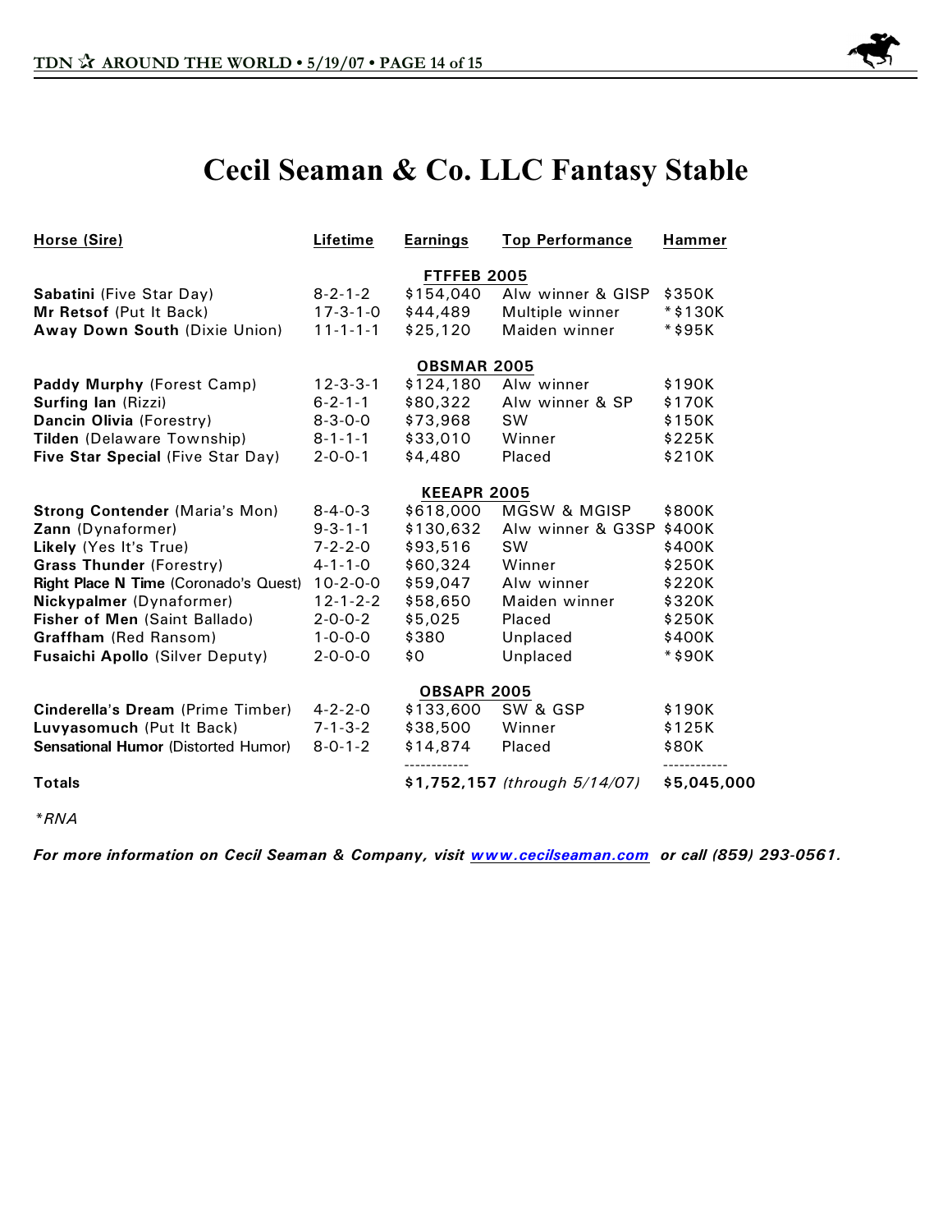# Cecil Seaman & Co. LLC Fantasy Stable

| Horse (Sire) | Lifetime | Earnings | Top Performance | Hammer |
|---|---|---|---|---|
| | | **FTFFEB 2005** | | |
| **Sabatini** (Five Star Day) | 8-2-1-2 | $154,040 | Alw winner & GISP | $350K |
| **Mr Retsof** (Put It Back) | 17-3-1-0 | $44,489 | Multiple winner | *$130K |
| **Away Down South** (Dixie Union) | 11-1-1-1 | $25,120 | Maiden winner | *$95K |
| | | **OBSMAR 2005** | | |
| **Paddy Murphy** (Forest Camp) | 12-3-3-1 | $124,180 | Alw winner | $190K |
| **Surfing Ian** (Rizzi) | 6-2-1-1 | $80,322 | Alw winner & SP | $170K |
| **Dancin Olivia** (Forestry) | 8-3-0-0 | $73,968 | SW | $150K |
| **Tilden** (Delaware Township) | 8-1-1-1 | $33,010 | Winner | $225K |
| **Five Star Special** (Five Star Day) | 2-0-0-1 | $4,480 | Placed | $210K |
| | | **KEEAPR 2005** | | |
| **Strong Contender** (Maria's Mon) | 8-4-0-3 | $618,000 | MGSW & MGISP | $800K |
| **Zann** (Dynaformer) | 9-3-1-1 | $130,632 | Alw winner & G3SP | $400K |
| **Likely** (Yes It's True) | 7-2-2-0 | $93,516 | SW | $400K |
| **Grass Thunder** (Forestry) | 4-1-1-0 | $60,324 | Winner | $250K |
| **Right Place N Time** (Coronado's Quest) | 10-2-0-0 | $59,047 | Alw winner | $220K |
| **Nickypalmer** (Dynaformer) | 12-1-2-2 | $58,650 | Maiden winner | $320K |
| **Fisher of Men** (Saint Ballado) | 2-0-0-2 | $5,025 | Placed | $250K |
| **Graffham** (Red Ransom) | 1-0-0-0 | $380 | Unplaced | $400K |
| **Fusaichi Apollo** (Silver Deputy) | 2-0-0-0 | $0 | Unplaced | *$90K |
| | | **OBSAPR 2005** | | |
| **Cinderella's Dream** (Prime Timber) | 4-2-2-0 | $133,600 | SW & GSP | $190K |
| **Luvyasomuch** (Put It Back) | 7-1-3-2 | $38,500 | Winner | $125K |
| **Sensational Humor** (Distorted Humor) | 8-0-1-2 | $14,874 | Placed | $80K |
| **Totals** | | **$1,752,157** | *(through 5/14/07)* | **$5,045,000** |

*\*RNA*

***For more information on Cecil Seaman & Company, visit www.cecilseaman.com or call (859) 293-0561.***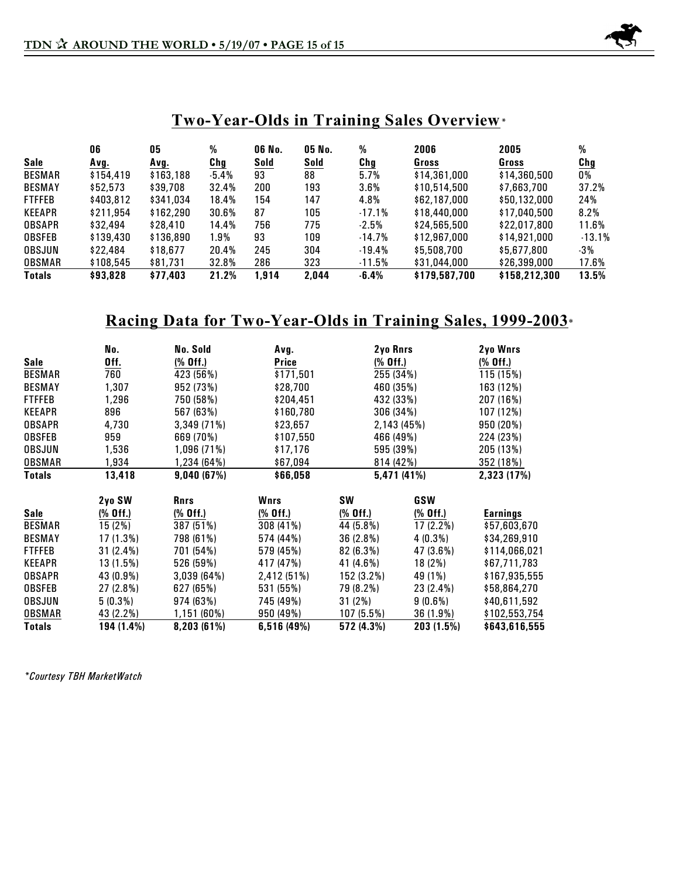## Two-Year-Olds in Training Sales Overview*

| Sale | 06 Avg. | 05 Avg. | % Chg | 06 No. Sold | 05 No. Sold | % Chg | 2006 Gross | 2005 Gross | % Chg |
|---|---|---|---|---|---|---|---|---|---|
| BESMAR | $154,419 | $163,188 | -5.4% | 93 | 88 | 5.7% | $14,361,000 | $14,360,500 | 0% |
| BESMAY | $52,573 | $39,708 | 32.4% | 200 | 193 | 3.6% | $10,514,500 | $7,663,700 | 37.2% |
| FTFFEB | $403,812 | $341,034 | 18.4% | 154 | 147 | 4.8% | $62,187,000 | $50,132,000 | 24% |
| KEEAPR | $211,954 | $162,290 | 30.6% | 87 | 105 | -17.1% | $18,440,000 | $17,040,500 | 8.2% |
| OBSAPR | $32,494 | $28,410 | 14.4% | 756 | 775 | -2.5% | $24,565,500 | $22,017,800 | 11.6% |
| OBSFEB | $139,430 | $136,890 | 1.9% | 93 | 109 | -14.7% | $12,967,000 | $14,921,000 | -13.1% |
| OBSJUN | $22,484 | $18,677 | 20.4% | 245 | 304 | -19.4% | $5,508,700 | $5,677,800 | -3% |
| OBSMAR | $108,545 | $81,731 | 32.8% | 286 | 323 | -11.5% | $31,044,000 | $26,399,000 | 17.6% |
| **Totals** | **$93,828** | **$77,403** | **21.2%** | **1,914** | **2,044** | **-6.4%** | **$179,587,700** | **$158,212,300** | **13.5%** |

## Racing Data for Two-Year-Olds in Training Sales, 1999-2003*

| Sale | No. Off. | No. Sold (% Off.) | Avg. Price | 2yo Rnrs (% Off.) | 2yo Wnrs (% Off.) |
|---|---|---|---|---|---|
| BESMAR | 760 | 423 (56%) | $171,501 | 255 (34%) | 115 (15%) |
| BESMAY | 1,307 | 952 (73%) | $28,700 | 460 (35%) | 163 (12%) |
| FTFFEB | 1,296 | 750 (58%) | $204,451 | 432 (33%) | 207 (16%) |
| KEEAPR | 896 | 567 (63%) | $160,780 | 306 (34%) | 107 (12%) |
| OBSAPR | 4,730 | 3,349 (71%) | $23,657 | 2,143 (45%) | 950 (20%) |
| OBSFEB | 959 | 669 (70%) | $107,550 | 466 (49%) | 224 (23%) |
| OBSJUN | 1,536 | 1,096 (71%) | $17,176 | 595 (39%) | 205 (13%) |
| OBSMAR | 1,934 | 1,234 (64%) | $67,094 | 814 (42%) | 352 (18%) |
| **Totals** | **13,418** | **9,040 (67%)** | **$66,058** | **5,471 (41%)** | **2,323 (17%)** |

| Sale | 2yo SW (% Off.) | Rnrs (% Off.) | Wnrs (% Off.) | SW (% Off.) | GSW (% Off.) | Earnings |
|---|---|---|---|---|---|---|
| BESMAR | 15 (2%) | 387 (51%) | 308 (41%) | 44 (5.8%) | 17 (2.2%) | $57,603,670 |
| BESMAY | 17 (1.3%) | 798 (61%) | 574 (44%) | 36 (2.8%) | 4 (0.3%) | $34,269,910 |
| FTFFEB | 31 (2.4%) | 701 (54%) | 579 (45%) | 82 (6.3%) | 47 (3.6%) | $114,066,021 |
| KEEAPR | 13 (1.5%) | 526 (59%) | 417 (47%) | 41 (4.6%) | 18 (2%) | $67,711,783 |
| OBSAPR | 43 (0.9%) | 3,039 (64%) | 2,412 (51%) | 152 (3.2%) | 49 (1%) | $167,935,555 |
| OBSFEB | 27 (2.8%) | 627 (65%) | 531 (55%) | 79 (8.2%) | 23 (2.4%) | $58,864,270 |
| OBSJUN | 5 (0.3%) | 974 (63%) | 745 (49%) | 31 (2%) | 9 (0.6%) | $40,611,592 |
| OBSMAR | 43 (2.2%) | 1,151 (60%) | 950 (49%) | 107 (5.5%) | 36 (1.9%) | $102,553,754 |
| **Totals** | **194 (1.4%)** | **8,203 (61%)** | **6,516 (49%)** | **572 (4.3%)** | **203 (1.5%)** | **$643,616,555** |

*\*Courtesy TBH MarketWatch*